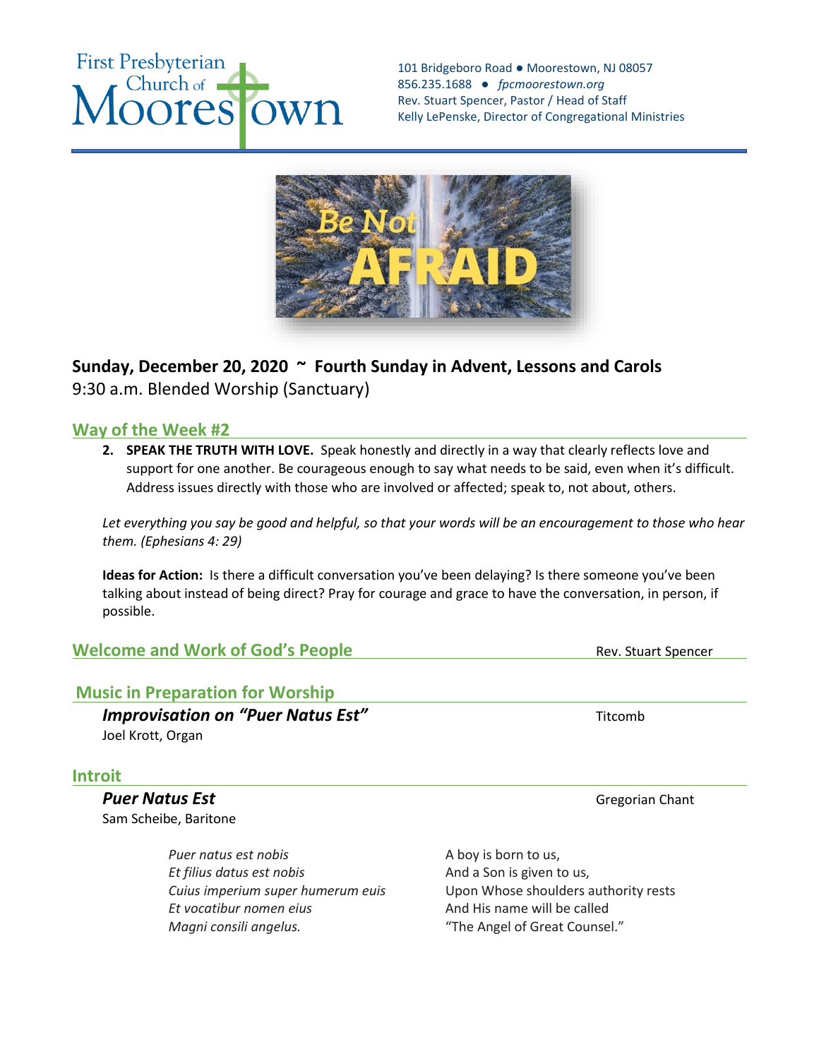First Presbyterian Church of Moorestown

101 Bridgeboro Road ● Moorestown, NJ 08057
856.235.1688 ● *fpcmoorestown.org*
Rev. Stuart Spencer, Pastor / Head of Staff
Kelly LePenske, Director of Congregational Ministries

Be Not AFRAID

**Sunday, December 20, 2020 ~ Fourth Sunday in Advent, Lessons and Carols**
9:30 a.m. Blended Worship (Sanctuary)

## Way of the Week #2

2. **SPEAK THE TRUTH WITH LOVE.** Speak honestly and directly in a way that clearly reflects love and support for one another. Be courageous enough to say what needs to be said, even when it's difficult. Address issues directly with those who are involved or affected; speak to, not about, others.

*Let everything you say be good and helpful, so that your words will be an encouragement to those who hear them. (Ephesians 4: 29)*

**Ideas for Action:** Is there a difficult conversation you've been delaying? Is there someone you've been talking about instead of being direct? Pray for courage and grace to have the conversation, in person, if possible.

## Welcome and Work of God's People

Rev. Stuart Spencer

## Music in Preparation for Worship

***Improvisation on "Puer Natus Est"*** — Titcomb
Joel Krott, Organ

## Introit

***Puer Natus Est*** — Gregorian Chant
Sam Scheibe, Baritone

| | |
|---|---|
| *Puer natus est nobis* | A boy is born to us, |
| *Et filius datus est nobis* | And a Son is given to us, |
| *Cuius imperium super humerum euis* | Upon Whose shoulders authority rests |
| *Et vocatibur nomen eius* | And His name will be called |
| *Magni consili angelus.* | "The Angel of Great Counsel." |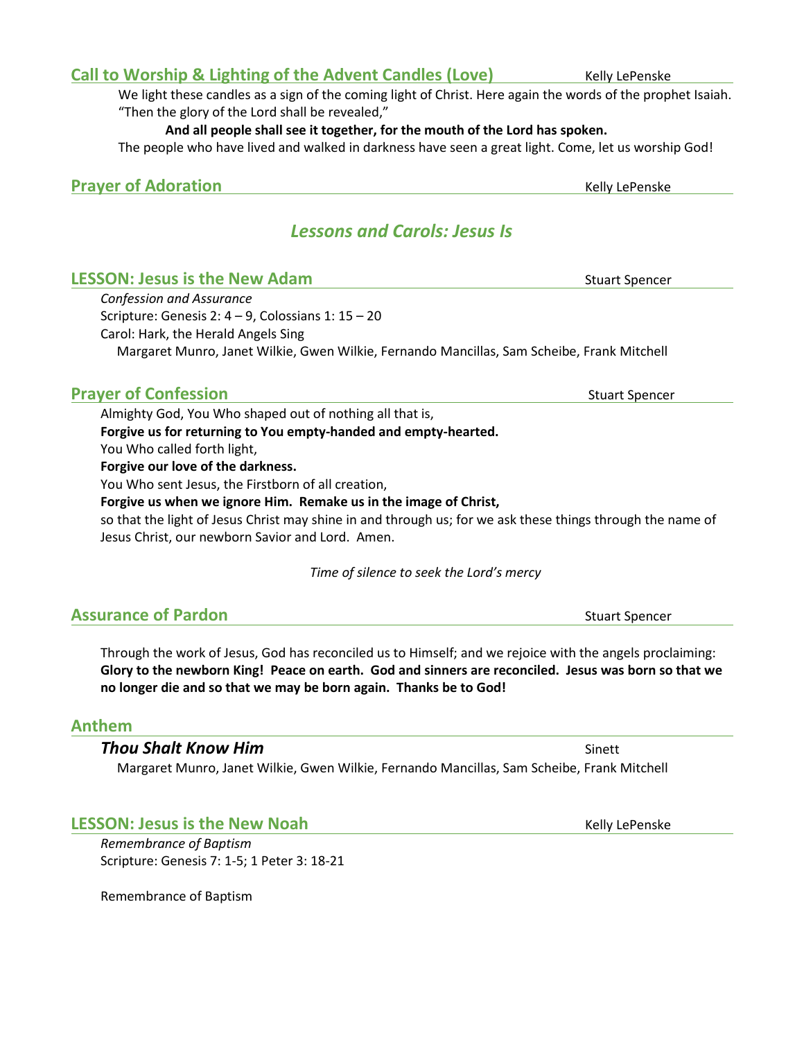## Call to Worship & Lighting of the Advent Candles (Love) — Kelly LePenske

We light these candles as a sign of the coming light of Christ. Here again the words of the prophet Isaiah. "Then the glory of the Lord shall be revealed,"

**And all people shall see it together, for the mouth of the Lord has spoken.**

The people who have lived and walked in darkness have seen a great light. Come, let us worship God!

## Prayer of Adoration — Kelly LePenske

# *Lessons and Carols: Jesus Is*

## LESSON: Jesus is the New Adam — Stuart Spencer

*Confession and Assurance*

Scripture: Genesis 2: 4 – 9, Colossians 1: 15 – 20

Carol: Hark, the Herald Angels Sing

Margaret Munro, Janet Wilkie, Gwen Wilkie, Fernando Mancillas, Sam Scheibe, Frank Mitchell

## Prayer of Confession — Stuart Spencer

Almighty God, You Who shaped out of nothing all that is,

**Forgive us for returning to You empty-handed and empty-hearted.**

You Who called forth light,

**Forgive our love of the darkness.**

You Who sent Jesus, the Firstborn of all creation,

**Forgive us when we ignore Him. Remake us in the image of Christ,**

so that the light of Jesus Christ may shine in and through us; for we ask these things through the name of Jesus Christ, our newborn Savior and Lord. Amen.

*Time of silence to seek the Lord's mercy*

## Assurance of Pardon — Stuart Spencer

Through the work of Jesus, God has reconciled us to Himself; and we rejoice with the angels proclaiming: **Glory to the newborn King! Peace on earth. God and sinners are reconciled. Jesus was born so that we no longer die and so that we may be born again. Thanks be to God!**

## Anthem

***Thou Shalt Know Him*** — Sinett

Margaret Munro, Janet Wilkie, Gwen Wilkie, Fernando Mancillas, Sam Scheibe, Frank Mitchell

## LESSON: Jesus is the New Noah — Kelly LePenske

*Remembrance of Baptism*

Scripture: Genesis 7: 1-5; 1 Peter 3: 18-21

Remembrance of Baptism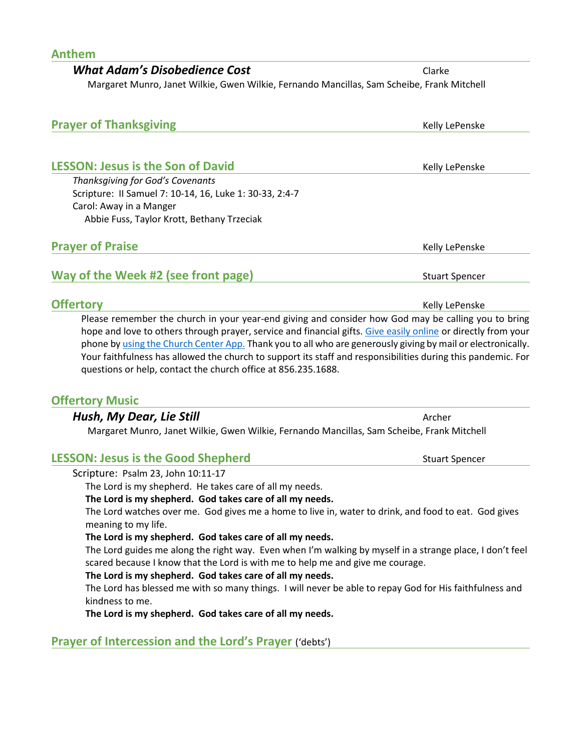## Anthem

***What Adam's Disobedience Cost*** Clarke

Margaret Munro, Janet Wilkie, Gwen Wilkie, Fernando Mancillas, Sam Scheibe, Frank Mitchell

## Prayer of Thanksgiving

Kelly LePenske

## LESSON: Jesus is the Son of David

Kelly LePenske

*Thanksgiving for God's Covenants*

Scripture: II Samuel 7: 10-14, 16, Luke 1: 30-33, 2:4-7

Carol: Away in a Manger

Abbie Fuss, Taylor Krott, Bethany Trzeciak

## Prayer of Praise

Kelly LePenske

## Way of the Week #2 (see front page)

Stuart Spencer

## Offertory

Kelly LePenske

Please remember the church in your year-end giving and consider how God may be calling you to bring hope and love to others through prayer, service and financial gifts. Give easily online or directly from your phone by using the Church Center App. Thank you to all who are generously giving by mail or electronically. Your faithfulness has allowed the church to support its staff and responsibilities during this pandemic. For questions or help, contact the church office at 856.235.1688.

## Offertory Music

***Hush, My Dear, Lie Still*** Archer

Margaret Munro, Janet Wilkie, Gwen Wilkie, Fernando Mancillas, Sam Scheibe, Frank Mitchell

## LESSON: Jesus is the Good Shepherd

Stuart Spencer

Scripture: Psalm 23, John 10:11-17

The Lord is my shepherd. He takes care of all my needs.

**The Lord is my shepherd. God takes care of all my needs.**

The Lord watches over me. God gives me a home to live in, water to drink, and food to eat. God gives meaning to my life.

**The Lord is my shepherd. God takes care of all my needs.**

The Lord guides me along the right way. Even when I'm walking by myself in a strange place, I don't feel scared because I know that the Lord is with me to help me and give me courage.

**The Lord is my shepherd. God takes care of all my needs.**

The Lord has blessed me with so many things. I will never be able to repay God for His faithfulness and kindness to me.

**The Lord is my shepherd. God takes care of all my needs.**

## Prayer of Intercession and the Lord's Prayer ('debts')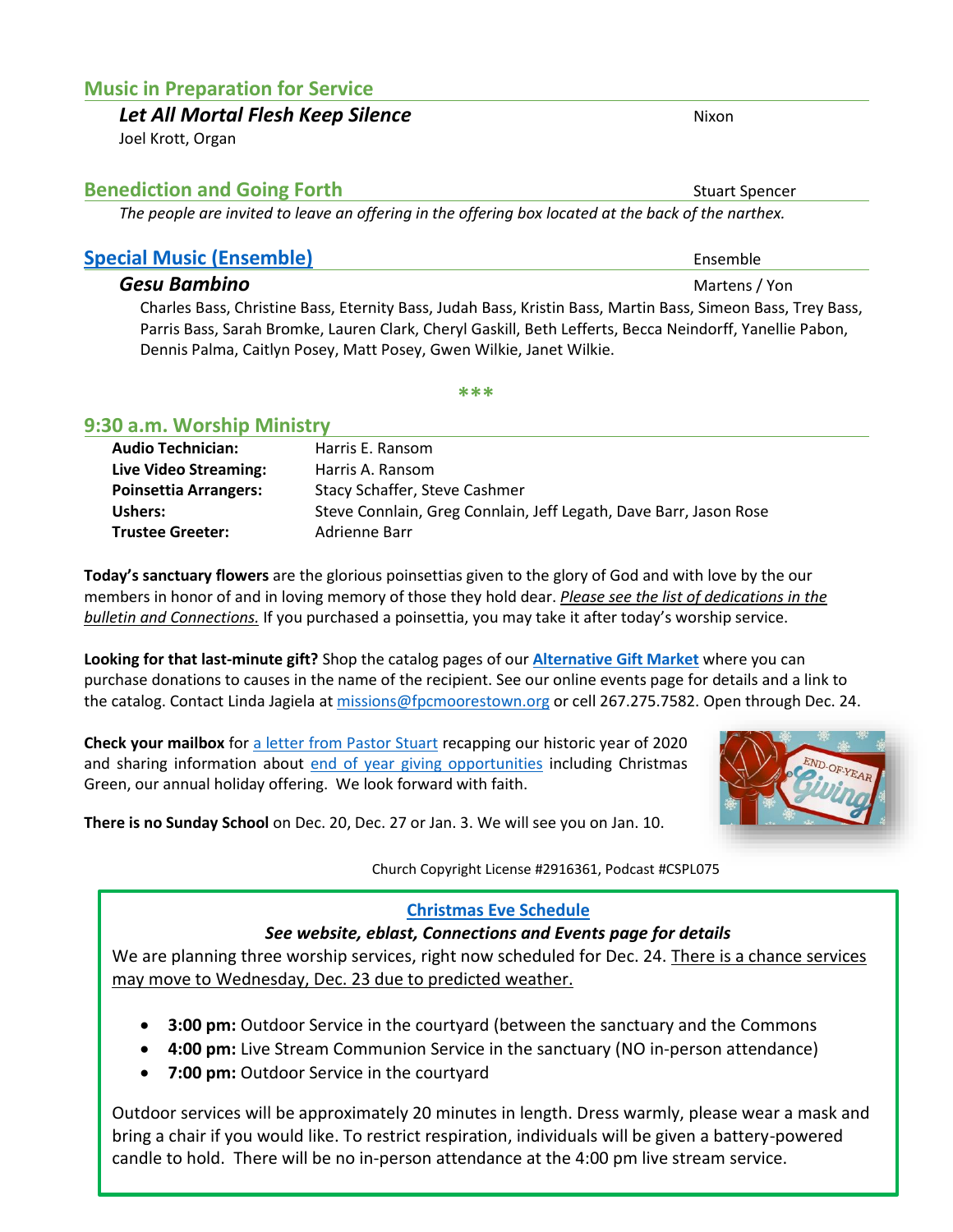## Music in Preparation for Service

***Let All Mortal Flesh Keep Silence*** — Nixon
Joel Krott, Organ

## Benediction and Going Forth — Stuart Spencer

*The people are invited to leave an offering in the offering box located at the back of the narthex.*

## Special Music (Ensemble) — Ensemble

***Gesu Bambino*** — Martens / Yon

Charles Bass, Christine Bass, Eternity Bass, Judah Bass, Kristin Bass, Martin Bass, Simeon Bass, Trey Bass, Parris Bass, Sarah Bromke, Lauren Clark, Cheryl Gaskill, Beth Lefferts, Becca Neindorff, Yanellie Pabon, Dennis Palma, Caitlyn Posey, Matt Posey, Gwen Wilkie, Janet Wilkie.

***

## 9:30 a.m. Worship Ministry

| | |
|---|---|
| **Audio Technician:** | Harris E. Ransom |
| **Live Video Streaming:** | Harris A. Ransom |
| **Poinsettia Arrangers:** | Stacy Schaffer, Steve Cashmer |
| **Ushers:** | Steve Connlain, Greg Connlain, Jeff Legath, Dave Barr, Jason Rose |
| **Trustee Greeter:** | Adrienne Barr |

**Today's sanctuary flowers** are the glorious poinsettias given to the glory of God and with love by the our members in honor of and in loving memory of those they hold dear. *Please see the list of dedications in the bulletin and Connections.* If you purchased a poinsettia, you may take it after today's worship service.

**Looking for that last-minute gift?** Shop the catalog pages of our **Alternative Gift Market** where you can purchase donations to causes in the name of the recipient. See our online events page for details and a link to the catalog. Contact Linda Jagiela at missions@fpcmoorestown.org or cell 267.275.7582. Open through Dec. 24.

**Check your mailbox** for a letter from Pastor Stuart recapping our historic year of 2020 and sharing information about end of year giving opportunities including Christmas Green, our annual holiday offering. We look forward with faith.

**There is no Sunday School** on Dec. 20, Dec. 27 or Jan. 3. We will see you on Jan. 10.

Church Copyright License #2916361, Podcast #CSPL075

### Christmas Eve Schedule

***See website, eblast, Connections and Events page for details***

We are planning three worship services, right now scheduled for Dec. 24. There is a chance services may move to Wednesday, Dec. 23 due to predicted weather.

- **3:00 pm:** Outdoor Service in the courtyard (between the sanctuary and the Commons
- **4:00 pm:** Live Stream Communion Service in the sanctuary (NO in-person attendance)
- **7:00 pm:** Outdoor Service in the courtyard

Outdoor services will be approximately 20 minutes in length. Dress warmly, please wear a mask and bring a chair if you would like. To restrict respiration, individuals will be given a battery-powered candle to hold. There will be no in-person attendance at the 4:00 pm live stream service.